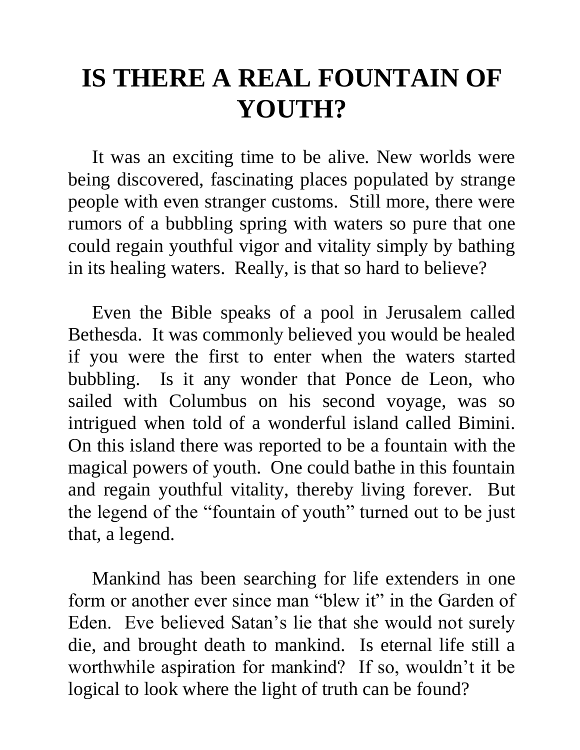# IS THERE A REAL FOUNTAIN OF YOUTH?

It was an exciting time to be alive. New worlds were being discovered, fascinating places populated by strange people with even stranger customs. Still more, there were rumors of a bubbling spring with waters so pure that one could regain youthful vigor and vitality simply by bathing in its healing waters. Really, is that so hard to believe?

Even the Bible speaks of a pool in Jerusalem called Bethesda. It was commonly believed you would be healed if you were the first to enter when the waters started bubbling. Is it any wonder that Ponce de Leon, who sailed with Columbus on his second voyage, was so intrigued when told of a wonderful island called Bimini. On this island there was reported to be a fountain with the magical powers of youth. One could bathe in this fountain and regain youthful vitality, thereby living forever. But the legend of the "fountain of youth" turned out to be just that, a legend.

Mankind has been searching for life extenders in one form or another ever since man "blew it" in the Garden of Eden. Eve believed Satan's lie that she would not surely die, and brought death to mankind. Is eternal life still a worthwhile aspiration for mankind? If so, wouldn't it be logical to look where the light of truth can be found?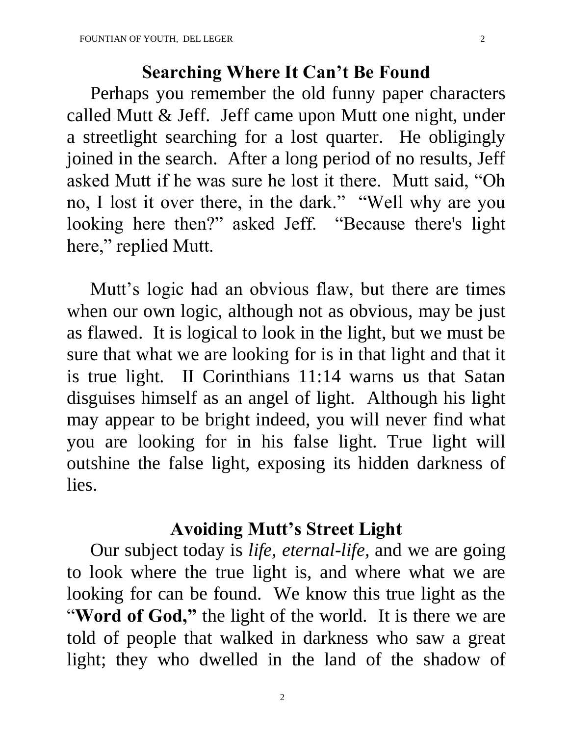## Searching Where It Can't Be Found

Perhaps you remember the old funny paper characters called Mutt & Jeff. Jeff came upon Mutt one night, under a streetlight searching for a lost quarter. He obligingly joined in the search. After a long period of no results, Jeff asked Mutt if he was sure he lost it there. Mutt said, "Oh no, I lost it over there, in the dark." "Well why are you looking here then?" asked Jeff. "Because there's light here," replied Mutt.

Mutt's logic had an obvious flaw, but there are times when our own logic, although not as obvious, may be just as flawed. It is logical to look in the light, but we must be sure that what we are looking for is in that light and that it is true light. II Corinthians 11:14 warns us that Satan disguises himself as an angel of light. Although his light may appear to be bright indeed, you will never find what you are looking for in his false light. True light will outshine the false light, exposing its hidden darkness of lies.

## Avoiding Mutt's Street Light

Our subject today is *life, eternal-life,* and we are going to look where the true light is, and where what we are looking for can be found. We know this true light as the "**Word of God,"** the light of the world. It is there we are told of people that walked in darkness who saw a great light; they who dwelled in the land of the shadow of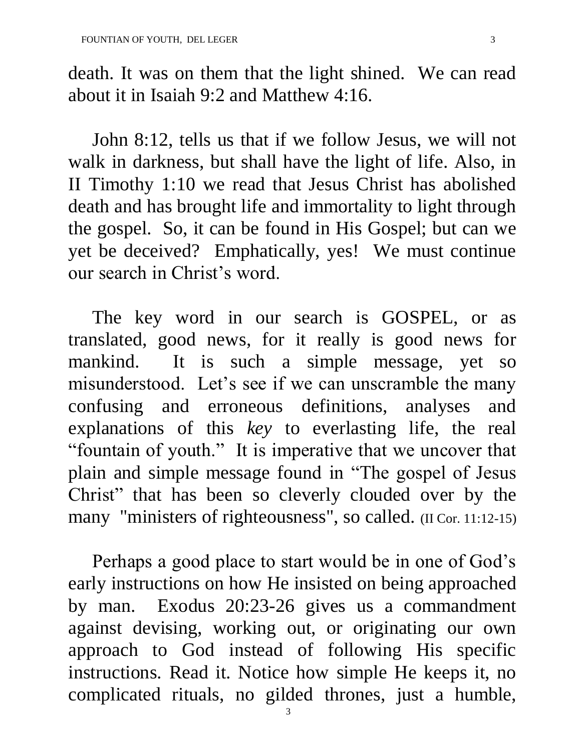death. It was on them that the light shined. We can read about it in Isaiah 9:2 and Matthew 4:16.

John 8:12, tells us that if we follow Jesus, we will not walk in darkness, but shall have the light of life. Also, in II Timothy 1:10 we read that Jesus Christ has abolished death and has brought life and immortality to light through the gospel. So, it can be found in His Gospel; but can we yet be deceived? Emphatically, yes! We must continue our search in Christ's word.

The key word in our search is GOSPEL, or as translated, good news, for it really is good news for mankind. It is such a simple message, yet so misunderstood. Let's see if we can unscramble the many confusing and erroneous definitions, analyses and explanations of this *key* to everlasting life, the real "fountain of youth." It is imperative that we uncover that plain and simple message found in "The gospel of Jesus Christ" that has been so cleverly clouded over by the many "ministers of righteousness", so called. (II Cor. 11:12-15)

Perhaps a good place to start would be in one of God's early instructions on how He insisted on being approached by man. Exodus 20:23-26 gives us a commandment against devising, working out, or originating our own approach to God instead of following His specific instructions. Read it. Notice how simple He keeps it, no complicated rituals, no gilded thrones, just a humble,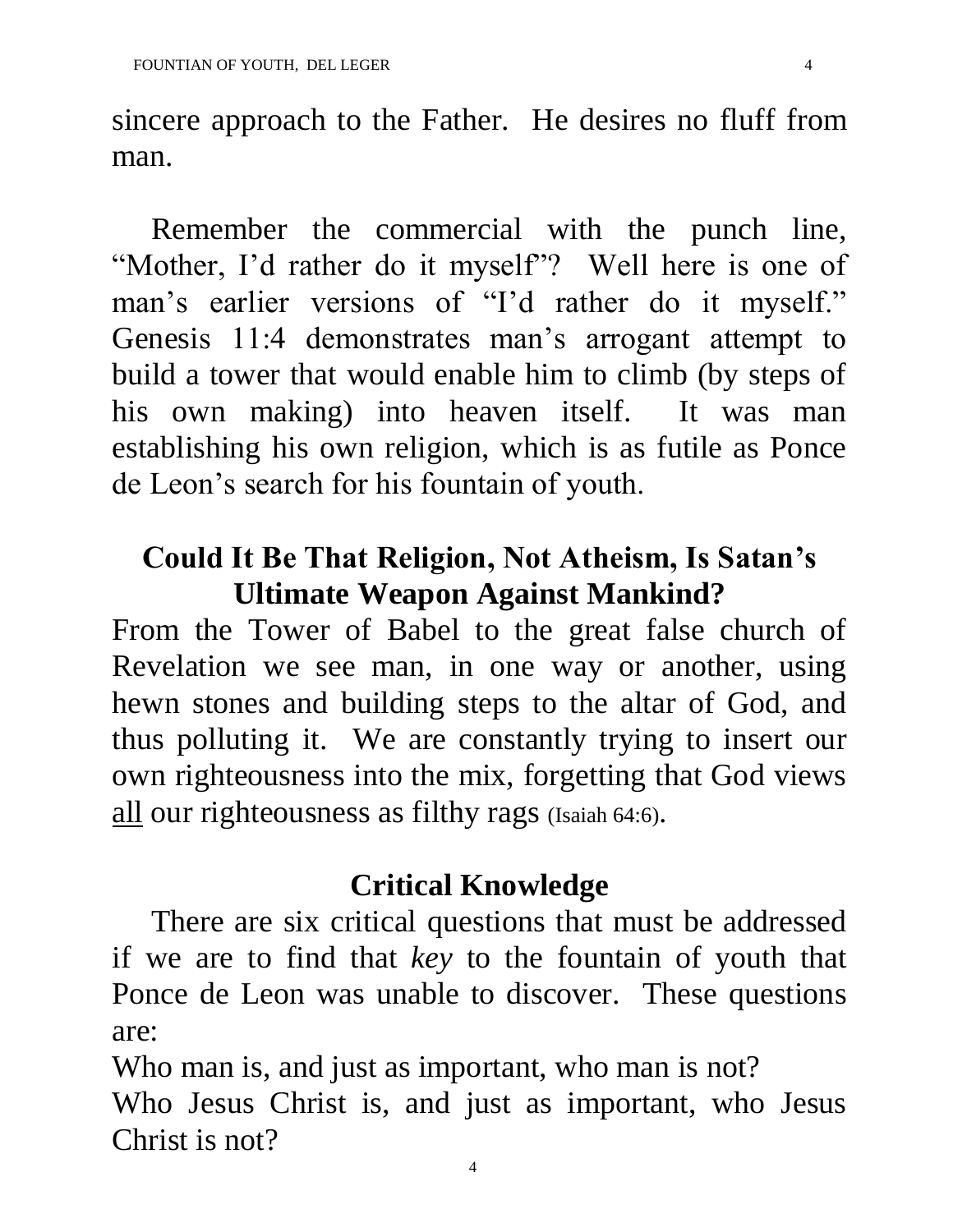sincere approach to the Father. He desires no fluff from man.

Remember the commercial with the punch line, "Mother, I'd rather do it myself"? Well here is one of man's earlier versions of "I'd rather do it myself." Genesis 11:4 demonstrates man's arrogant attempt to build a tower that would enable him to climb (by steps of his own making) into heaven itself. It was man establishing his own religion, which is as futile as Ponce de Leon's search for his fountain of youth.

## Could It Be That Religion, Not Atheism, Is Satan's Ultimate Weapon Against Mankind?

From the Tower of Babel to the great false church of Revelation we see man, in one way or another, using hewn stones and building steps to the altar of God, and thus polluting it. We are constantly trying to insert our own righteousness into the mix, forgetting that God views <u>all</u> our righteousness as filthy rags (Isaiah 64:6).

## Critical Knowledge

There are six critical questions that must be addressed if we are to find that *key* to the fountain of youth that Ponce de Leon was unable to discover. These questions are:

Who man is, and just as important, who man is not?

Who Jesus Christ is, and just as important, who Jesus Christ is not?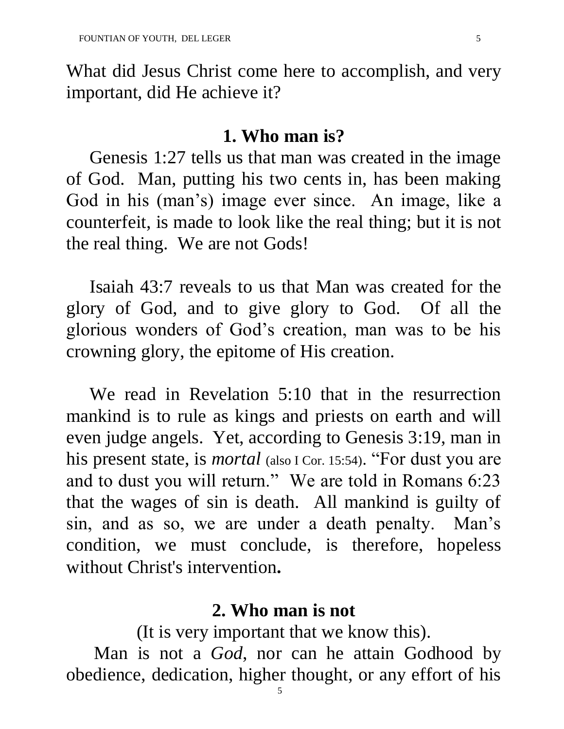What did Jesus Christ come here to accomplish, and very important, did He achieve it?

## 1. Who man is?

Genesis 1:27 tells us that man was created in the image of God. Man, putting his two cents in, has been making God in his (man's) image ever since. An image, like a counterfeit, is made to look like the real thing; but it is not the real thing. We are not Gods!

Isaiah 43:7 reveals to us that Man was created for the glory of God, and to give glory to God. Of all the glorious wonders of God's creation, man was to be his crowning glory, the epitome of His creation.

We read in Revelation 5:10 that in the resurrection mankind is to rule as kings and priests on earth and will even judge angels. Yet, according to Genesis 3:19, man in his present state, is *mortal* (also I Cor. 15:54). "For dust you are and to dust you will return." We are told in Romans 6:23 that the wages of sin is death. All mankind is guilty of sin, and as so, we are under a death penalty. Man's condition, we must conclude, is therefore, hopeless without Christ's intervention**.**

## 2. Who man is not

(It is very important that we know this).

Man is not a *God*, nor can he attain Godhood by obedience, dedication, higher thought, or any effort of his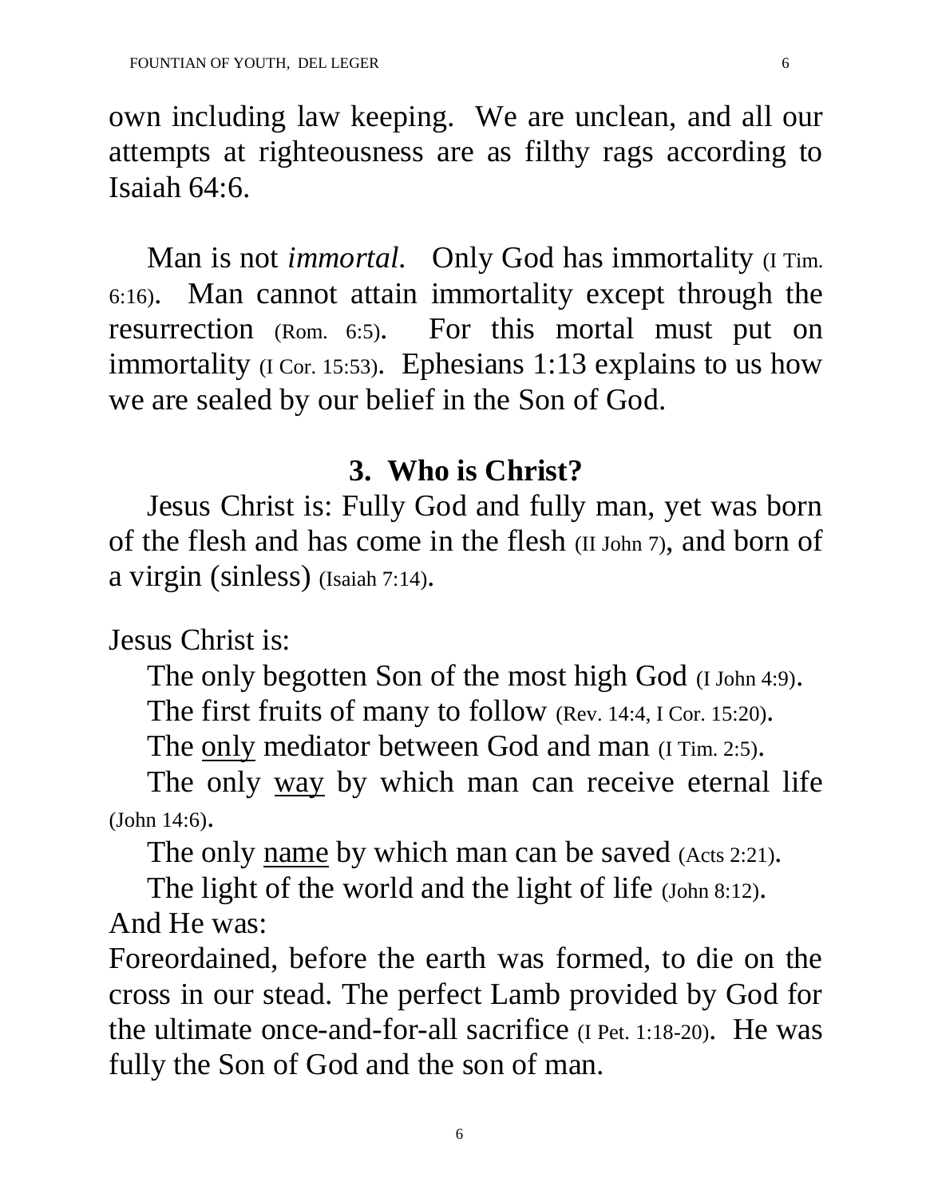own including law keeping. We are unclean, and all our attempts at righteousness are as filthy rags according to Isaiah 64:6.

Man is not *immortal*. Only God has immortality (I Tim. 6:16). Man cannot attain immortality except through the resurrection (Rom. 6:5). For this mortal must put on immortality (I Cor. 15:53). Ephesians 1:13 explains to us how we are sealed by our belief in the Son of God.

## 3. Who is Christ?

Jesus Christ is: Fully God and fully man, yet was born of the flesh and has come in the flesh (II John 7), and born of a virgin (sinless) (Isaiah 7:14).

Jesus Christ is:

The only begotten Son of the most high God (I John 4:9).

The first fruits of many to follow (Rev. 14:4, I Cor. 15:20).

The <u>only</u> mediator between God and man (I Tim. 2:5).

The only <u>way</u> by which man can receive eternal life (John 14:6).

The only <u>name</u> by which man can be saved (Acts 2:21).

The light of the world and the light of life (John 8:12).

And He was:

Foreordained, before the earth was formed, to die on the cross in our stead. The perfect Lamb provided by God for the ultimate once-and-for-all sacrifice (I Pet. 1:18-20). He was fully the Son of God and the son of man.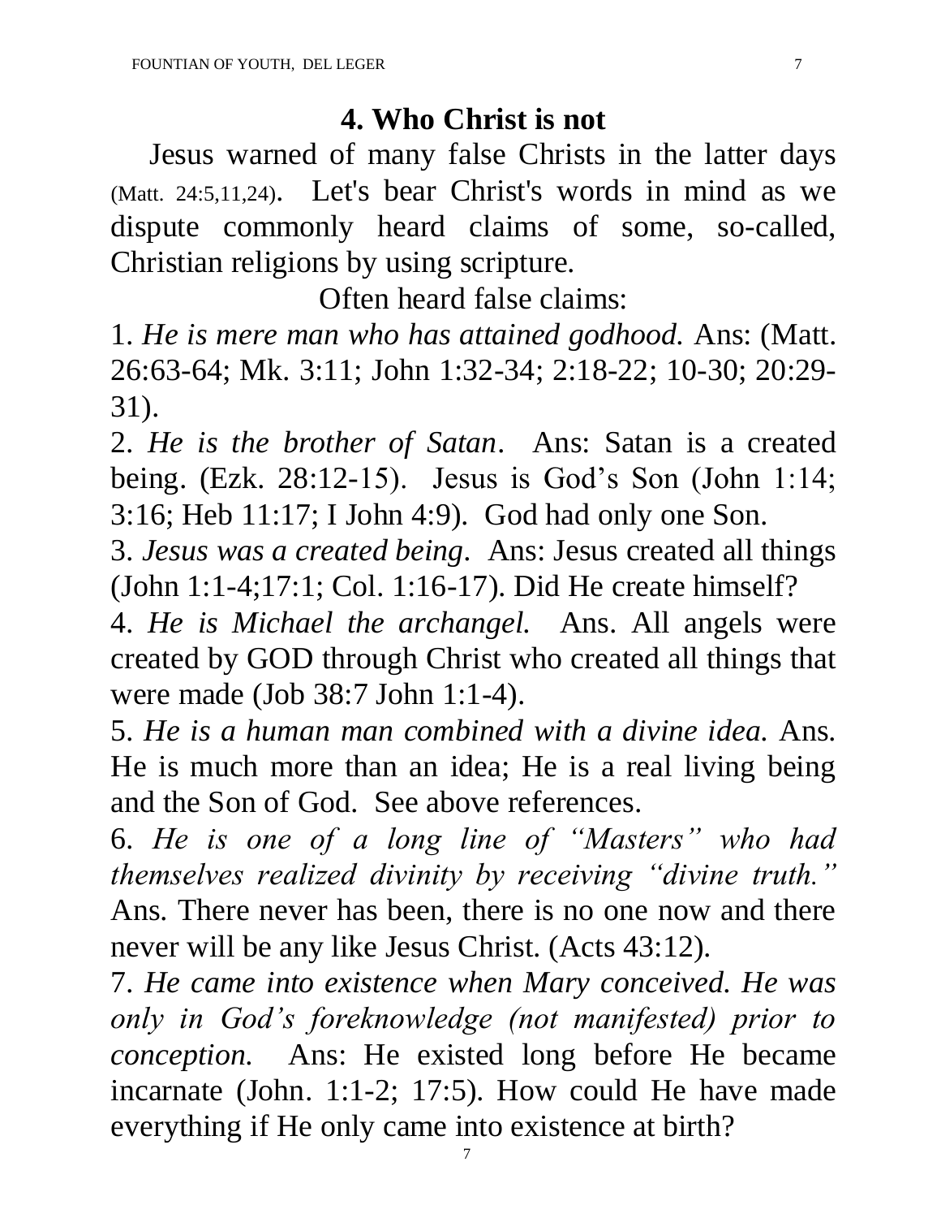## 4. Who Christ is not

Jesus warned of many false Christs in the latter days (Matt. 24:5,11,24). Let's bear Christ's words in mind as we dispute commonly heard claims of some, so-called, Christian religions by using scripture.

Often heard false claims:

1. *He is mere man who has attained godhood.* Ans: (Matt. 26:63-64; Mk. 3:11; John 1:32-34; 2:18-22; 10-30; 20:29-31).

2. *He is the brother of Satan*. Ans: Satan is a created being. (Ezk. 28:12-15). Jesus is God's Son (John 1:14; 3:16; Heb 11:17; I John 4:9). God had only one Son.

3. *Jesus was a created being*. Ans: Jesus created all things (John 1:1-4;17:1; Col. 1:16-17). Did He create himself?

4. *He is Michael the archangel.* Ans. All angels were created by GOD through Christ who created all things that were made (Job 38:7 John 1:1-4).

5. *He is a human man combined with a divine idea.* Ans. He is much more than an idea; He is a real living being and the Son of God. See above references.

6. *He is one of a long line of "Masters" who had themselves realized divinity by receiving "divine truth."* Ans. There never has been, there is no one now and there never will be any like Jesus Christ. (Acts 43:12).

7. *He came into existence when Mary conceived. He was only in God's foreknowledge (not manifested) prior to conception.* Ans: He existed long before He became incarnate (John. 1:1-2; 17:5). How could He have made everything if He only came into existence at birth?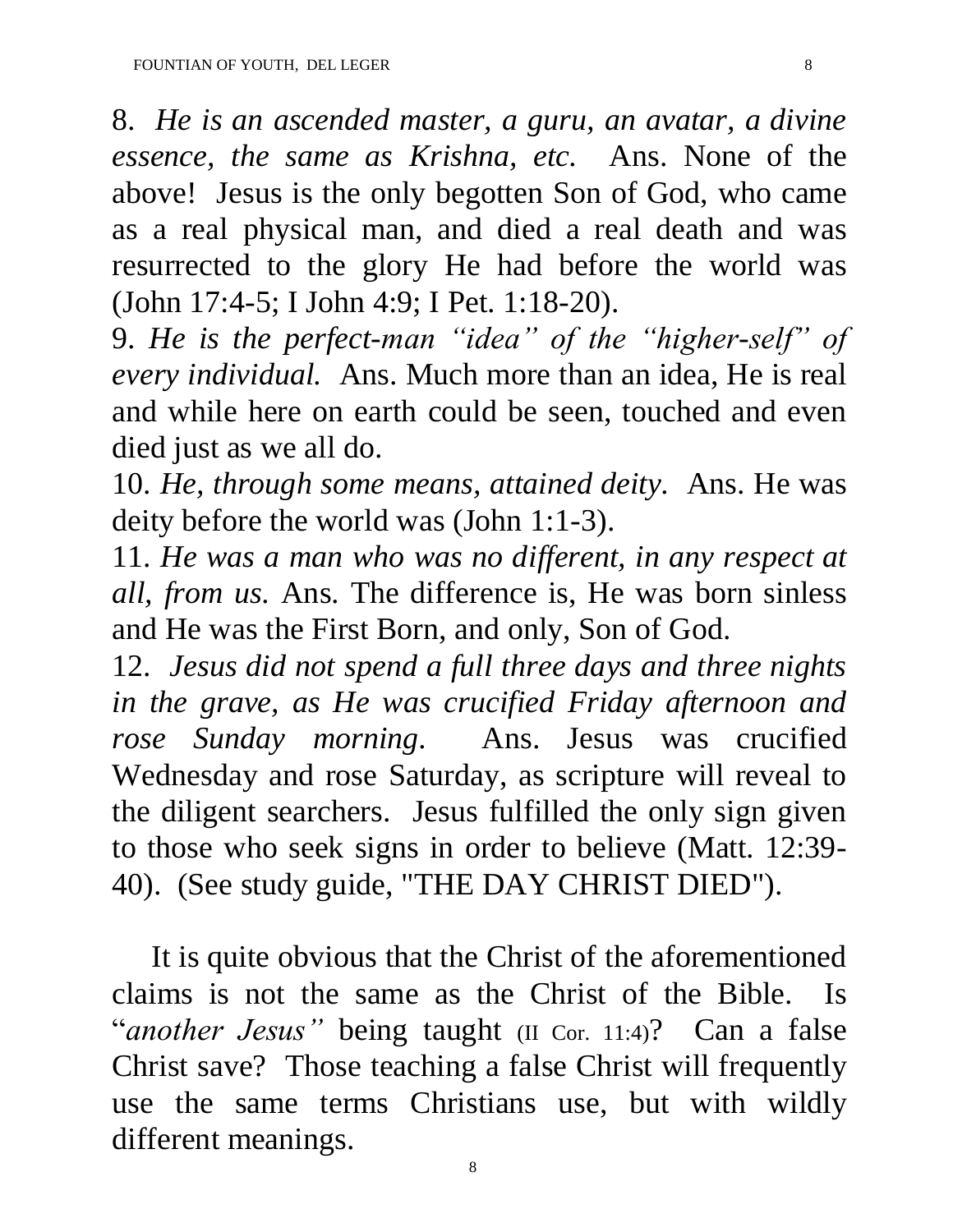8. *He is an ascended master, a guru, an avatar, a divine essence, the same as Krishna, etc.* Ans. None of the above! Jesus is the only begotten Son of God, who came as a real physical man, and died a real death and was resurrected to the glory He had before the world was (John 17:4-5; I John 4:9; I Pet. 1:18-20).

9. *He is the perfect-man "idea" of the "higher-self" of every individual.* Ans. Much more than an idea, He is real and while here on earth could be seen, touched and even died just as we all do.

10. *He, through some means, attained deity.* Ans. He was deity before the world was (John 1:1-3).

11. *He was a man who was no different, in any respect at all, from us.* Ans. The difference is, He was born sinless and He was the First Born, and only, Son of God.

12. *Jesus did not spend a full three days and three nights in the grave, as He was crucified Friday afternoon and rose Sunday morning.* Ans. Jesus was crucified Wednesday and rose Saturday, as scripture will reveal to the diligent searchers. Jesus fulfilled the only sign given to those who seek signs in order to believe (Matt. 12:39-40). (See study guide, "THE DAY CHRIST DIED").

It is quite obvious that the Christ of the aforementioned claims is not the same as the Christ of the Bible. Is "*another Jesus"* being taught (II Cor. 11:4)? Can a false Christ save? Those teaching a false Christ will frequently use the same terms Christians use, but with wildly different meanings.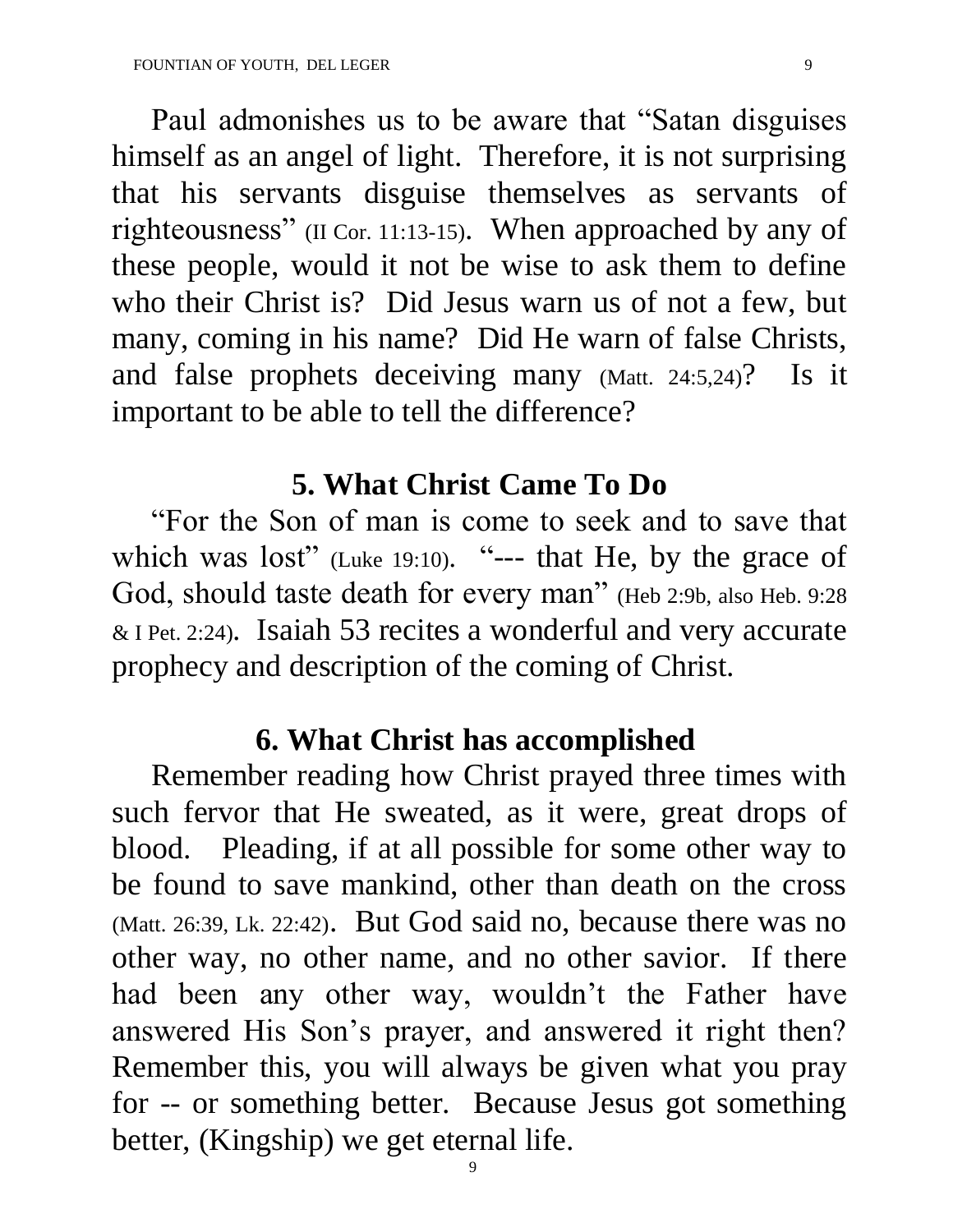Paul admonishes us to be aware that "Satan disguises himself as an angel of light. Therefore, it is not surprising that his servants disguise themselves as servants of righteousness" (II Cor. 11:13-15). When approached by any of these people, would it not be wise to ask them to define who their Christ is? Did Jesus warn us of not a few, but many, coming in his name? Did He warn of false Christs, and false prophets deceiving many (Matt. 24:5,24)? Is it important to be able to tell the difference?

## 5. What Christ Came To Do

"For the Son of man is come to seek and to save that which was lost" (Luke 19:10). "--- that He, by the grace of God, should taste death for every man" (Heb 2:9b, also Heb. 9:28 & I Pet. 2:24). Isaiah 53 recites a wonderful and very accurate prophecy and description of the coming of Christ.

## 6. What Christ has accomplished

Remember reading how Christ prayed three times with such fervor that He sweated, as it were, great drops of blood. Pleading, if at all possible for some other way to be found to save mankind, other than death on the cross (Matt. 26:39, Lk. 22:42). But God said no, because there was no other way, no other name, and no other savior. If there had been any other way, wouldn't the Father have answered His Son's prayer, and answered it right then? Remember this, you will always be given what you pray for -- or something better. Because Jesus got something better, (Kingship) we get eternal life.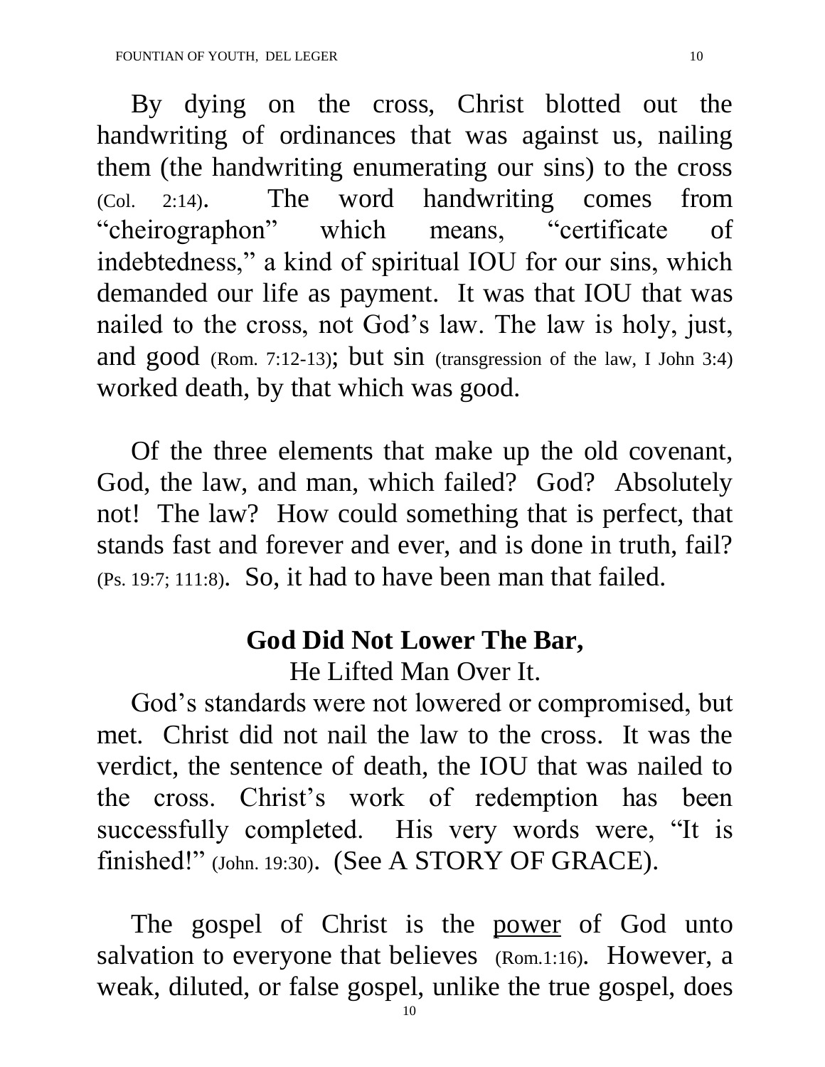By dying on the cross, Christ blotted out the handwriting of ordinances that was against us, nailing them (the handwriting enumerating our sins) to the cross (Col. 2:14). The word handwriting comes from "cheirographon" which means, "certificate of indebtedness," a kind of spiritual IOU for our sins, which demanded our life as payment. It was that IOU that was nailed to the cross, not God's law. The law is holy, just, and good (Rom. 7:12-13); but sin (transgression of the law, I John 3:4) worked death, by that which was good.

Of the three elements that make up the old covenant, God, the law, and man, which failed? God? Absolutely not! The law? How could something that is perfect, that stands fast and forever and ever, and is done in truth, fail? (Ps. 19:7; 111:8). So, it had to have been man that failed.

## God Did Not Lower The Bar,

He Lifted Man Over It.

God's standards were not lowered or compromised, but met. Christ did not nail the law to the cross. It was the verdict, the sentence of death, the IOU that was nailed to the cross. Christ's work of redemption has been successfully completed. His very words were, "It is finished!" (John. 19:30). (See A STORY OF GRACE).

The gospel of Christ is the <u>power</u> of God unto salvation to everyone that believes (Rom.1:16). However, a weak, diluted, or false gospel, unlike the true gospel, does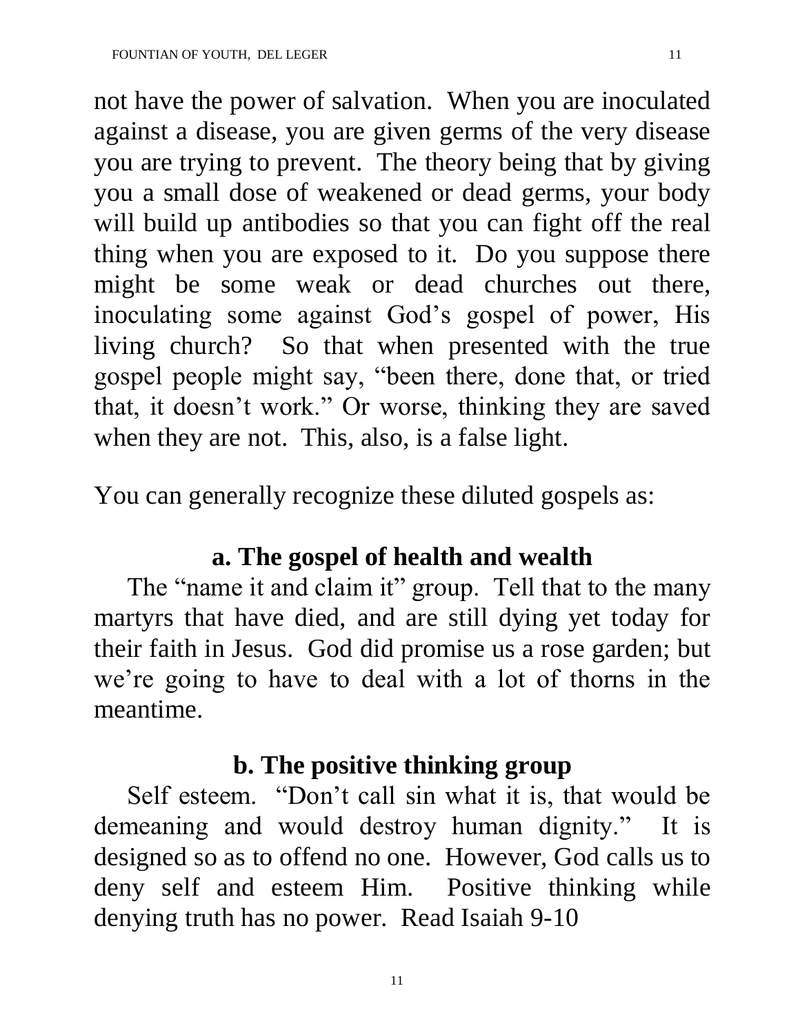not have the power of salvation. When you are inoculated against a disease, you are given germs of the very disease you are trying to prevent. The theory being that by giving you a small dose of weakened or dead germs, your body will build up antibodies so that you can fight off the real thing when you are exposed to it. Do you suppose there might be some weak or dead churches out there, inoculating some against God's gospel of power, His living church? So that when presented with the true gospel people might say, "been there, done that, or tried that, it doesn't work." Or worse, thinking they are saved when they are not. This, also, is a false light.

You can generally recognize these diluted gospels as:

### a. The gospel of health and wealth

The "name it and claim it" group. Tell that to the many martyrs that have died, and are still dying yet today for their faith in Jesus. God did promise us a rose garden; but we're going to have to deal with a lot of thorns in the meantime.

### b. The positive thinking group

Self esteem. "Don't call sin what it is, that would be demeaning and would destroy human dignity." It is designed so as to offend no one. However, God calls us to deny self and esteem Him. Positive thinking while denying truth has no power. Read Isaiah 9-10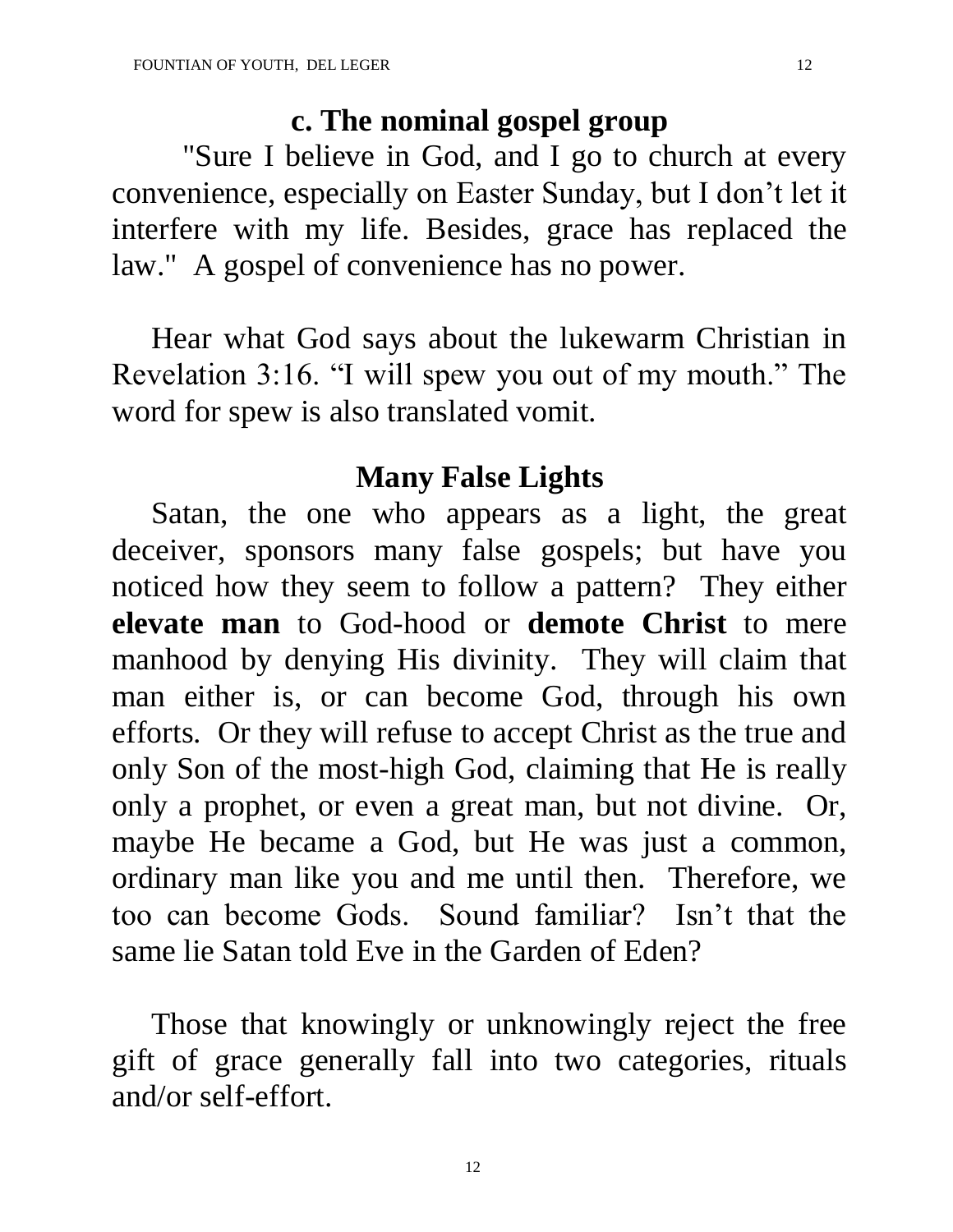## c. The nominal gospel group

"Sure I believe in God, and I go to church at every convenience, especially on Easter Sunday, but I don't let it interfere with my life. Besides, grace has replaced the law." A gospel of convenience has no power.

Hear what God says about the lukewarm Christian in Revelation 3:16. "I will spew you out of my mouth." The word for spew is also translated vomit.

## Many False Lights

Satan, the one who appears as a light, the great deceiver, sponsors many false gospels; but have you noticed how they seem to follow a pattern? They either **elevate man** to God-hood or **demote Christ** to mere manhood by denying His divinity. They will claim that man either is, or can become God, through his own efforts. Or they will refuse to accept Christ as the true and only Son of the most-high God, claiming that He is really only a prophet, or even a great man, but not divine. Or, maybe He became a God, but He was just a common, ordinary man like you and me until then. Therefore, we too can become Gods. Sound familiar? Isn't that the same lie Satan told Eve in the Garden of Eden?

Those that knowingly or unknowingly reject the free gift of grace generally fall into two categories, rituals and/or self-effort.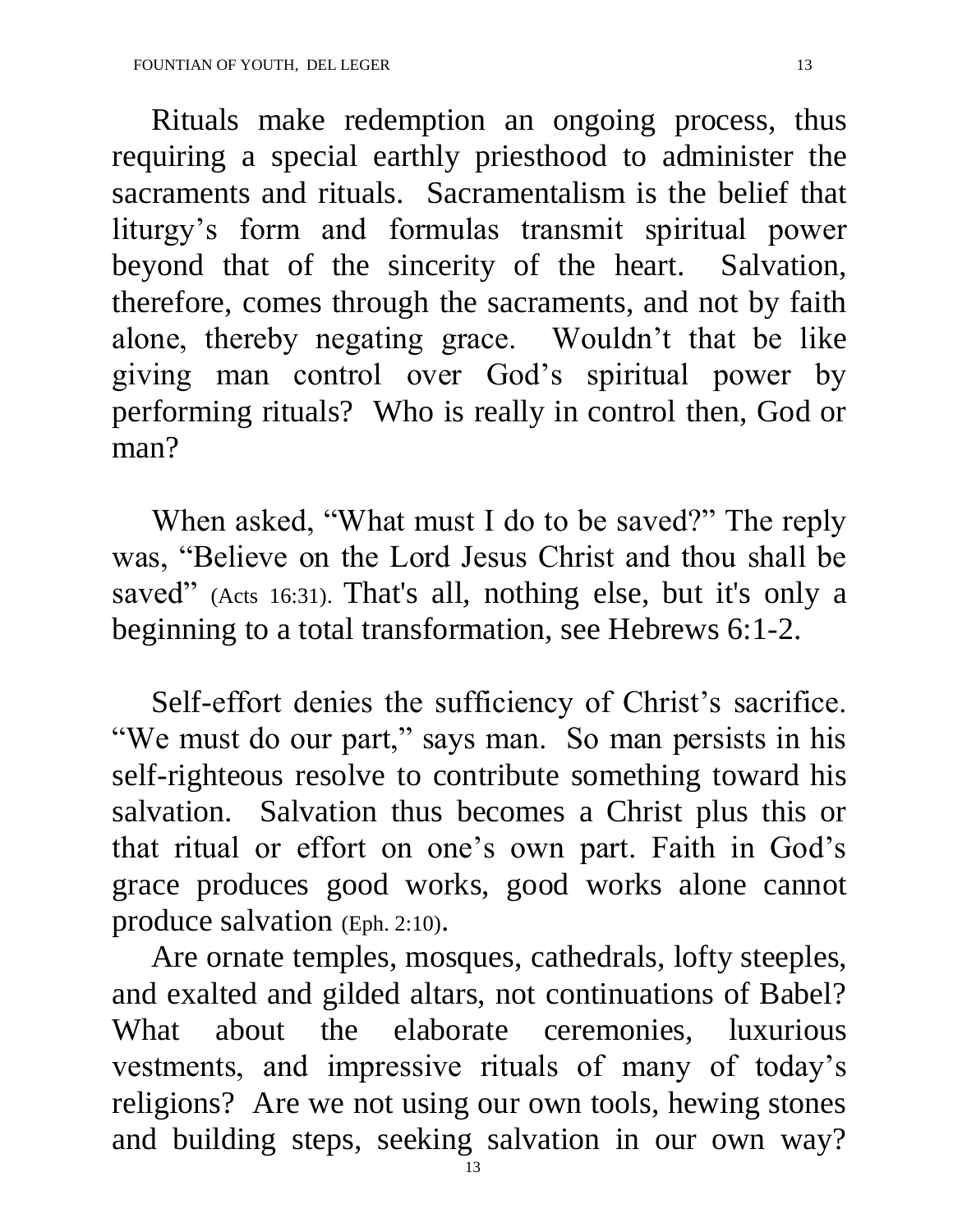Rituals make redemption an ongoing process, thus requiring a special earthly priesthood to administer the sacraments and rituals. Sacramentalism is the belief that liturgy's form and formulas transmit spiritual power beyond that of the sincerity of the heart. Salvation, therefore, comes through the sacraments, and not by faith alone, thereby negating grace. Wouldn't that be like giving man control over God's spiritual power by performing rituals? Who is really in control then, God or man?

When asked, "What must I do to be saved?" The reply was, "Believe on the Lord Jesus Christ and thou shall be saved" (Acts 16:31). That's all, nothing else, but it's only a beginning to a total transformation, see Hebrews 6:1-2.

Self-effort denies the sufficiency of Christ's sacrifice. "We must do our part," says man. So man persists in his self-righteous resolve to contribute something toward his salvation. Salvation thus becomes a Christ plus this or that ritual or effort on one's own part. Faith in God's grace produces good works, good works alone cannot produce salvation (Eph. 2:10).

Are ornate temples, mosques, cathedrals, lofty steeples, and exalted and gilded altars, not continuations of Babel? What about the elaborate ceremonies, luxurious vestments, and impressive rituals of many of today's religions? Are we not using our own tools, hewing stones and building steps, seeking salvation in our own way?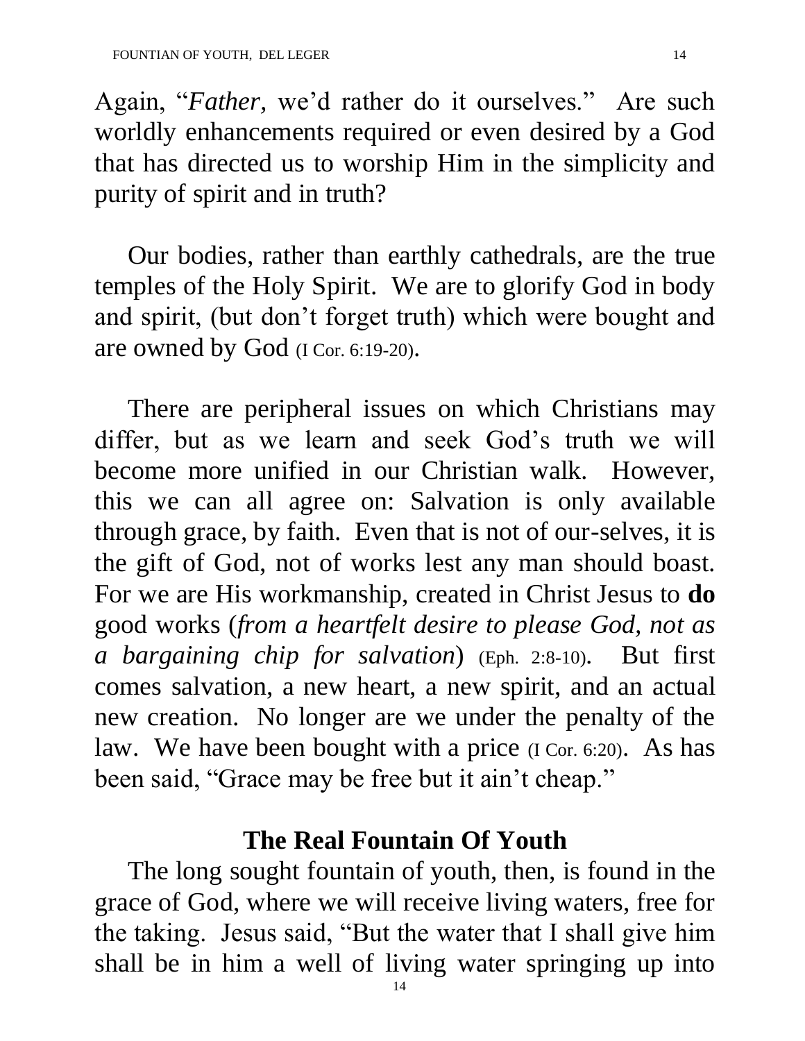Again, "*Father*, we'd rather do it ourselves." Are such worldly enhancements required or even desired by a God that has directed us to worship Him in the simplicity and purity of spirit and in truth?

Our bodies, rather than earthly cathedrals, are the true temples of the Holy Spirit. We are to glorify God in body and spirit, (but don't forget truth) which were bought and are owned by God (I Cor. 6:19-20).

There are peripheral issues on which Christians may differ, but as we learn and seek God's truth we will become more unified in our Christian walk. However, this we can all agree on: Salvation is only available through grace, by faith. Even that is not of our-selves, it is the gift of God, not of works lest any man should boast. For we are His workmanship, created in Christ Jesus to **do** good works (*from a heartfelt desire to please God, not as a bargaining chip for salvation*) (Eph. 2:8-10). But first comes salvation, a new heart, a new spirit, and an actual new creation. No longer are we under the penalty of the law. We have been bought with a price (I Cor. 6:20). As has been said, "Grace may be free but it ain't cheap."

## The Real Fountain Of Youth

The long sought fountain of youth, then, is found in the grace of God, where we will receive living waters, free for the taking. Jesus said, "But the water that I shall give him shall be in him a well of living water springing up into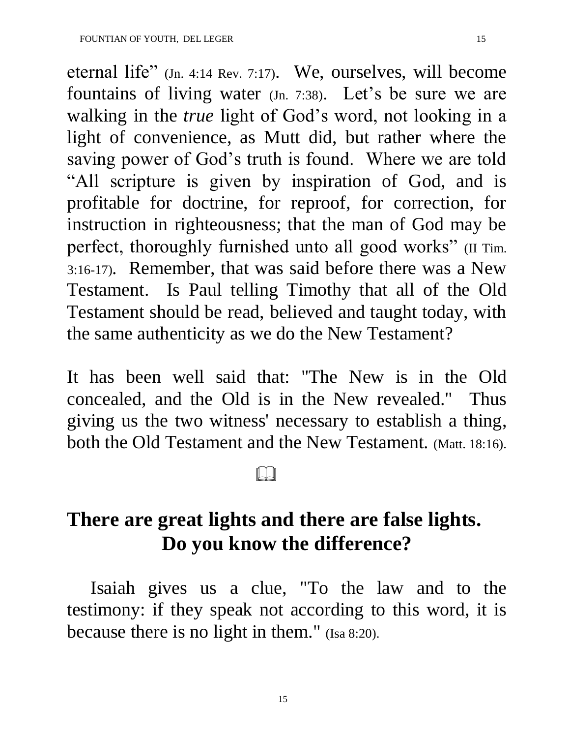eternal life" (Jn. 4:14 Rev. 7:17). We, ourselves, will become fountains of living water (Jn. 7:38). Let's be sure we are walking in the *true* light of God's word, not looking in a light of convenience, as Mutt did, but rather where the saving power of God's truth is found. Where we are told "All scripture is given by inspiration of God, and is profitable for doctrine, for reproof, for correction, for instruction in righteousness; that the man of God may be perfect, thoroughly furnished unto all good works" (II Tim. 3:16-17). Remember, that was said before there was a New Testament. Is Paul telling Timothy that all of the Old Testament should be read, believed and taught today, with the same authenticity as we do the New Testament?

It has been well said that: "The New is in the Old concealed, and the Old is in the New revealed." Thus giving us the two witness' necessary to establish a thing, both the Old Testament and the New Testament. (Matt. 18:16).

🕮

## There are great lights and there are false lights. Do you know the difference?

Isaiah gives us a clue, "To the law and to the testimony: if they speak not according to this word, it is because there is no light in them." (Isa 8:20).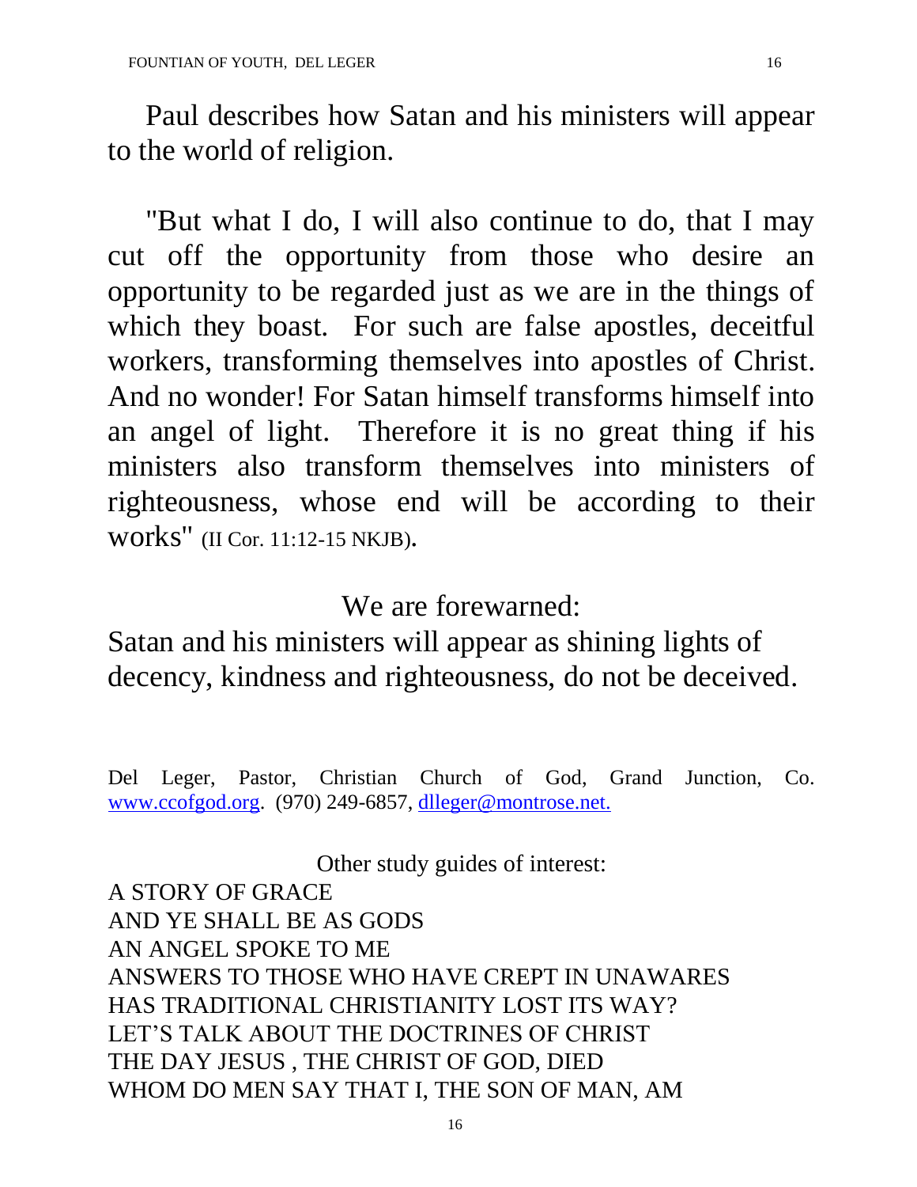Paul describes how Satan and his ministers will appear to the world of religion.

"But what I do, I will also continue to do, that I may cut off the opportunity from those who desire an opportunity to be regarded just as we are in the things of which they boast. For such are false apostles, deceitful workers, transforming themselves into apostles of Christ. And no wonder! For Satan himself transforms himself into an angel of light. Therefore it is no great thing if his ministers also transform themselves into ministers of righteousness, whose end will be according to their works" (II Cor. 11:12-15 NKJB).

We are forewarned:

Satan and his ministers will appear as shining lights of decency, kindness and righteousness, do not be deceived.

Del Leger, Pastor, Christian Church of God, Grand Junction, Co. www.ccofgod.org. (970) 249-6857, dlleger@montrose.net.

Other study guides of interest:

A STORY OF GRACE
AND YE SHALL BE AS GODS
AN ANGEL SPOKE TO ME
ANSWERS TO THOSE WHO HAVE CREPT IN UNAWARES
HAS TRADITIONAL CHRISTIANITY LOST ITS WAY?
LET'S TALK ABOUT THE DOCTRINES OF CHRIST
THE DAY JESUS , THE CHRIST OF GOD, DIED
WHOM DO MEN SAY THAT I, THE SON OF MAN, AM